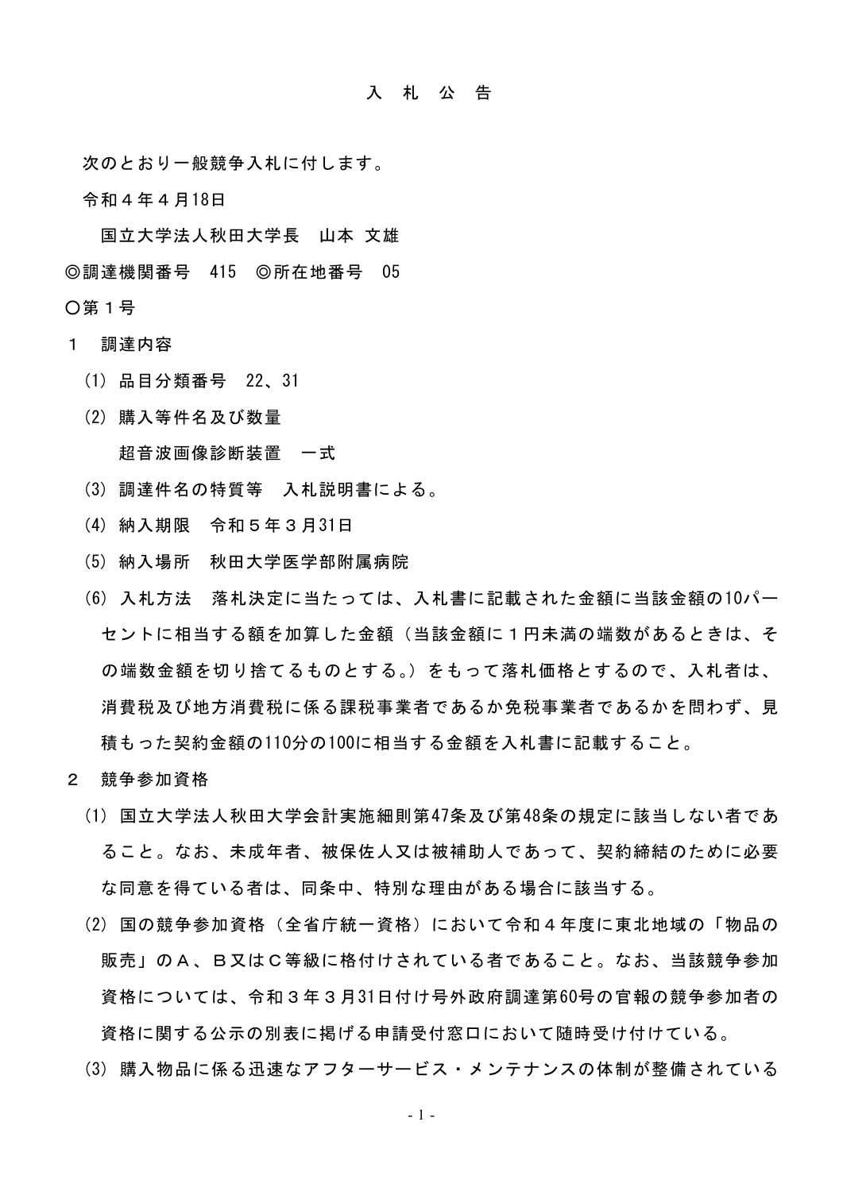# 入　札　公　告

次のとおり一般競争入札に付します。

令和４年４月18日

国立大学法人秋田大学長　山本 文雄

◎調達機関番号　415　◎所在地番号　05

○第１号

１　調達内容

(1) 品目分類番号　22、31

(2) 購入等件名及び数量

超音波画像診断装置　一式

(3) 調達件名の特質等　入札説明書による。

(4) 納入期限　令和５年３月31日

(5) 納入場所　秋田大学医学部附属病院

(6) 入札方法　落札決定に当たっては、入札書に記載された金額に当該金額の10パーセントに相当する額を加算した金額（当該金額に１円未満の端数があるときは、その端数金額を切り捨てるものとする。）をもって落札価格とするので、入札者は、消費税及び地方消費税に係る課税事業者であるか免税事業者であるかを問わず、見積もった契約金額の110分の100に相当する金額を入札書に記載すること。

２　競争参加資格

(1) 国立大学法人秋田大学会計実施細則第47条及び第48条の規定に該当しない者であること。なお、未成年者、被保佐人又は被補助人であって、契約締結のために必要な同意を得ている者は、同条中、特別な理由がある場合に該当する。

(2) 国の競争参加資格（全省庁統一資格）において令和４年度に東北地域の「物品の販売」のＡ、Ｂ又はＣ等級に格付けされている者であること。なお、当該競争参加資格については、令和３年３月31日付け号外政府調達第60号の官報の競争参加者の資格に関する公示の別表に掲げる申請受付窓口において随時受け付けている。

(3) 購入物品に係る迅速なアフターサービス・メンテナンスの体制が整備されている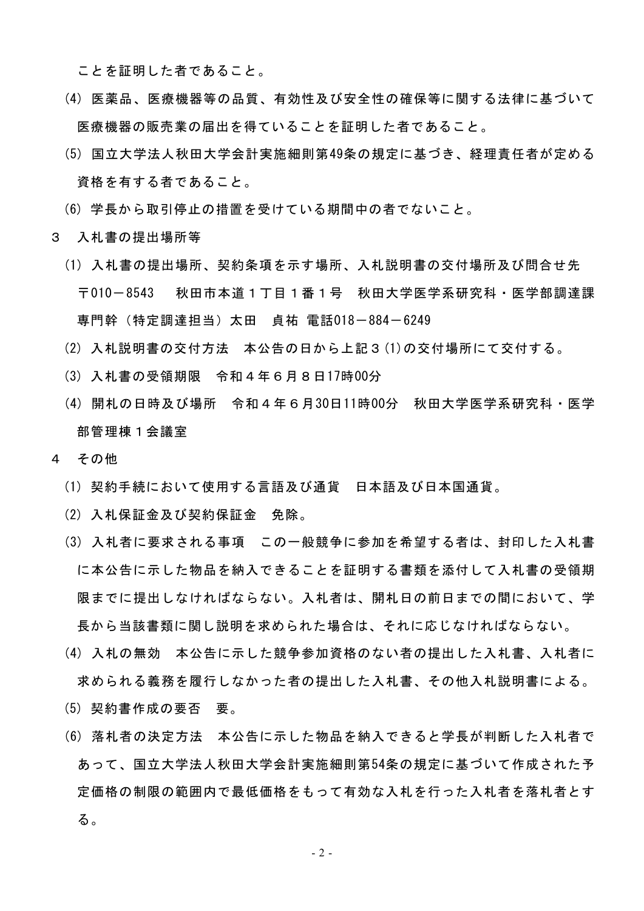ことを証明した者であること。

(4) 医薬品、医療機器等の品質、有効性及び安全性の確保等に関する法律に基づいて医療機器の販売業の届出を得ていることを証明した者であること。

(5) 国立大学法人秋田大学会計実施細則第49条の規定に基づき、経理責任者が定める資格を有する者であること。

(6) 学長から取引停止の措置を受けている期間中の者でないこと。

3　入札書の提出場所等

(1) 入札書の提出場所、契約条項を示す場所、入札説明書の交付場所及び問合せ先　〒010－8543　秋田市本道１丁目１番１号　秋田大学医学系研究科・医学部調達課専門幹（特定調達担当）太田　貞祐 電話018－884－6249

(2) 入札説明書の交付方法　本公告の日から上記３(1)の交付場所にて交付する。

(3) 入札書の受領期限　令和４年６月８日17時00分

(4) 開札の日時及び場所　令和４年６月30日11時00分　秋田大学医学系研究科・医学部管理棟１会議室

4　その他

(1) 契約手続において使用する言語及び通貨　日本語及び日本国通貨。

(2) 入札保証金及び契約保証金　免除。

(3) 入札者に要求される事項　この一般競争に参加を希望する者は、封印した入札書に本公告に示した物品を納入できることを証明する書類を添付して入札書の受領期限までに提出しなければならない。入札者は、開札日の前日までの間において、学長から当該書類に関し説明を求められた場合は、それに応じなければならない。

(4) 入札の無効　本公告に示した競争参加資格のない者の提出した入札書、入札者に求められる義務を履行しなかった者の提出した入札書、その他入札説明書による。

(5) 契約書作成の要否　要。

(6) 落札者の決定方法　本公告に示した物品を納入できると学長が判断した入札者であって、国立大学法人秋田大学会計実施細則第54条の規定に基づいて作成された予定価格の制限の範囲内で最低価格をもって有効な入札を行った入札者を落札者とする。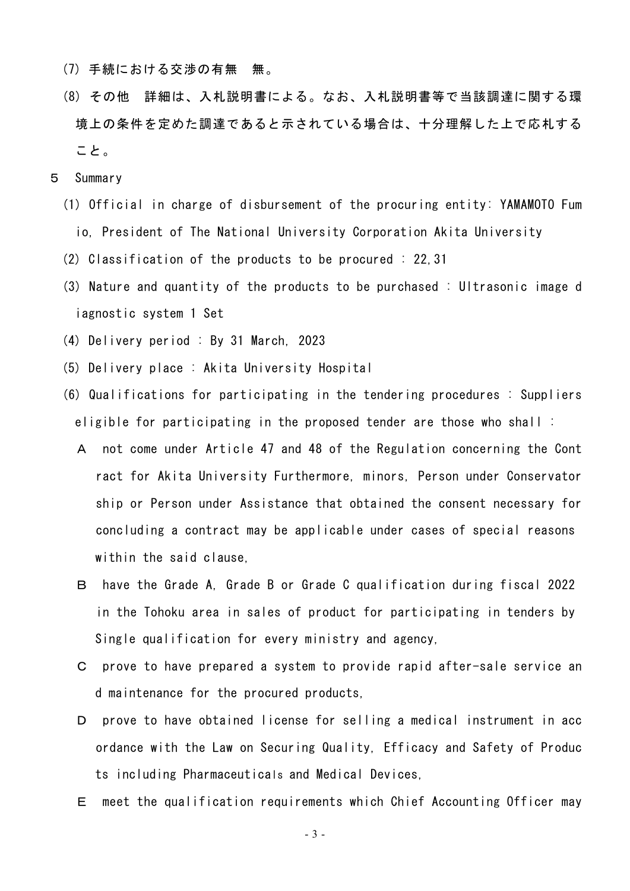(7) 手続における交渉の有無　無。

(8) その他　詳細は、入札説明書による。なお、入札説明書等で当該調達に関する環境上の条件を定めた調達であると示されている場合は、十分理解した上で応札すること。

５　Summary

(1) Official in charge of disbursement of the procuring entity: YAMAMOTO Fumio, President of The National University Corporation Akita University

(2) Classification of the products to be procured : 22,31

(3) Nature and quantity of the products to be purchased : Ultrasonic image diagnostic system 1 Set

(4) Delivery period : By 31 March, 2023

(5) Delivery place : Akita University Hospital

(6) Qualifications for participating in the tendering procedures : Suppliers eligible for participating in the proposed tender are those who shall :

Ａ　not come under Article 47 and 48 of the Regulation concerning the Contract for Akita University Furthermore, minors, Person under Conservatorship or Person under Assistance that obtained the consent necessary for concluding a contract may be applicable under cases of special reasons within the said clause,

Ｂ　have the Grade A, Grade B or Grade C qualification during fiscal 2022 in the Tohoku area in sales of product for participating in tenders by Single qualification for every ministry and agency,

Ｃ　prove to have prepared a system to provide rapid after-sale service and maintenance for the procured products,

Ｄ　prove to have obtained license for selling a medical instrument in accordance with the Law on Securing Quality, Efficacy and Safety of Products including Pharmaceuticals and Medical Devices,

Ｅ　meet the qualification requirements which Chief Accounting Officer may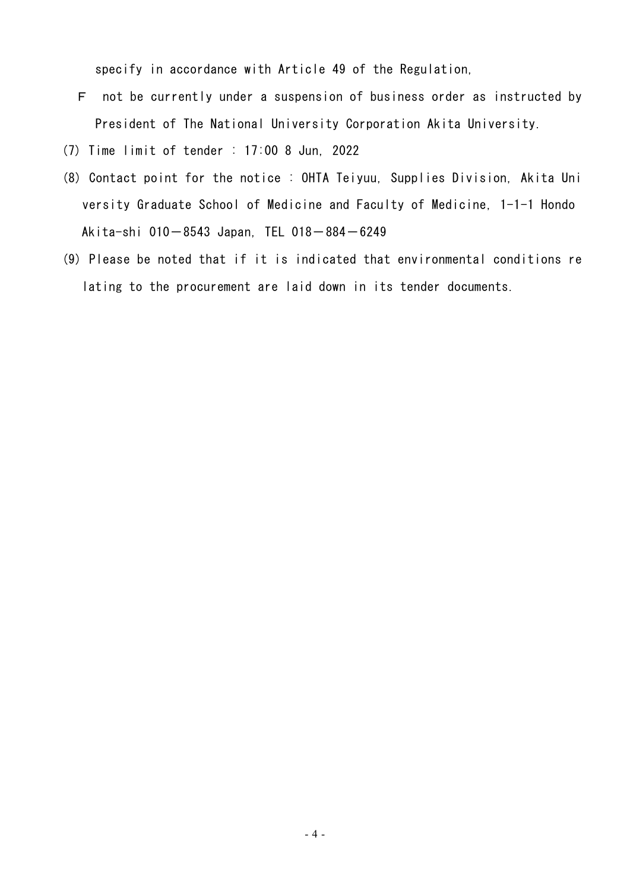specify in accordance with Article 49 of the Regulation,

Ｆ not be currently under a suspension of business order as instructed by President of The National University Corporation Akita University.

(7) Time limit of tender : 17:00 8 Jun, 2022

(8) Contact point for the notice : OHTA Teiyuu, Supplies Division, Akita University Graduate School of Medicine and Faculty of Medicine, 1-1-1 Hondo Akita-shi 010－8543 Japan, TEL 018－884－6249

(9) Please be noted that if it is indicated that environmental conditions relating to the procurement are laid down in its tender documents.